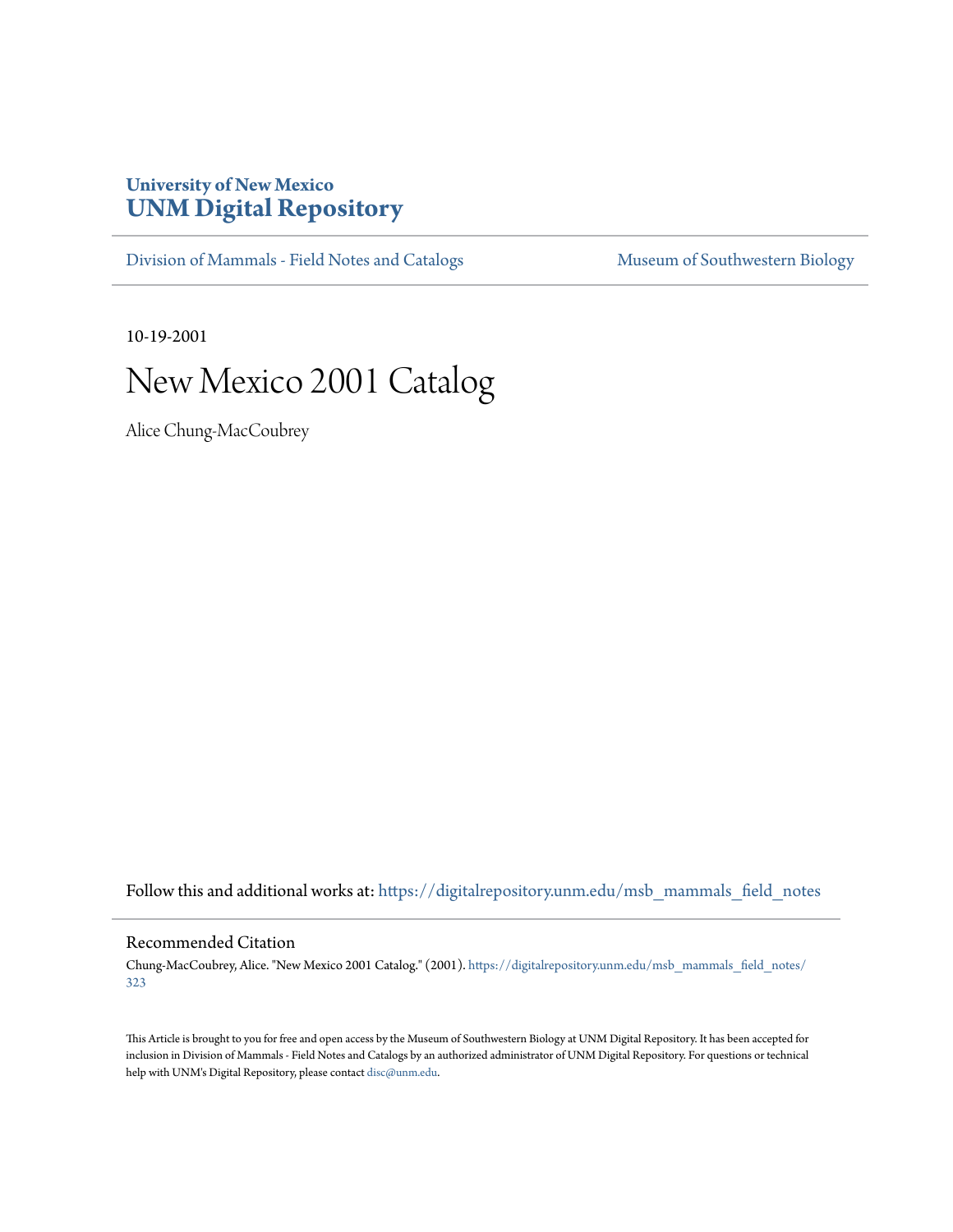University of New Mexico
# UNM Digital Repository

Division of Mammals - Field Notes and Catalogs

Museum of Southwestern Biology

10-19-2001

# New Mexico 2001 Catalog

Alice Chung-MacCoubrey

Follow this and additional works at: https://digitalrepository.unm.edu/msb_mammals_field_notes

## Recommended Citation

Chung-MacCoubrey, Alice. "New Mexico 2001 Catalog." (2001). https://digitalrepository.unm.edu/msb_mammals_field_notes/323

This Article is brought to you for free and open access by the Museum of Southwestern Biology at UNM Digital Repository. It has been accepted for inclusion in Division of Mammals - Field Notes and Catalogs by an authorized administrator of UNM Digital Repository. For questions or technical help with UNM's Digital Repository, please contact disc@unm.edu.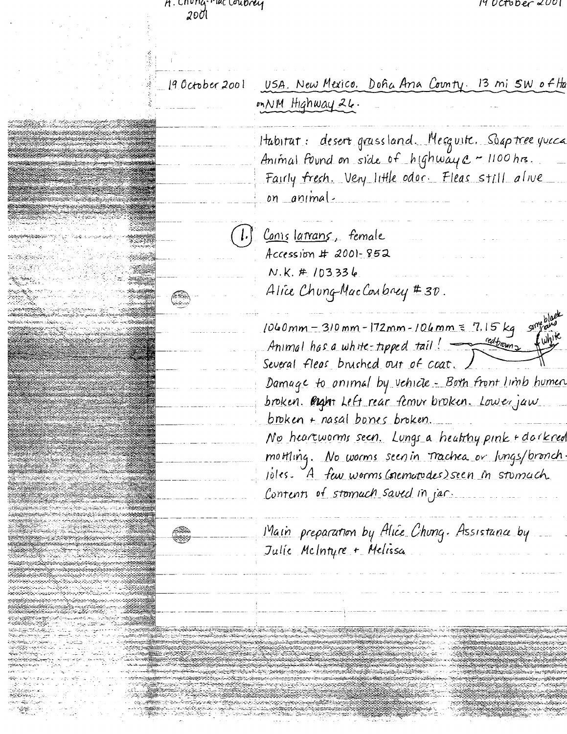19 October 2001 USA. New Mexico. Doña Ana County. 13 mi SW of Ha on NM Highway 26.

Habitat: desert grassland. Mesquite. Soaptree yucca. Animal found on side of highway @ ~ 1100 hrs. Fairly fresh. Very little odor. Fleas still alive on animal.

(1.) Canis latrans, female
Accession # 2001-852
N.K. # 103336
Alice Chung-MacCoubrey # 30.

1060mm - 310mm - 172mm - 106mm = 7.15 kg
Animal has a white-tipped tail! (red brown, some black hairs, white)
Several fleas brushed out of coat.
Damage to animal by vehicle - Both front limb humeri broken. ~~Right~~ Left rear femur broken. Lower jaw broken + nasal bones broken.
No heartworms seen. Lungs a healthy pink + dark red mottling. No worms seen in trachea or lungs/bronchioles. A few worms (nematodes) seen in stomach. Contents of stomach saved in jar.

Main preparation by Alice Chung. Assistance by Julie McIntyre + Melissa